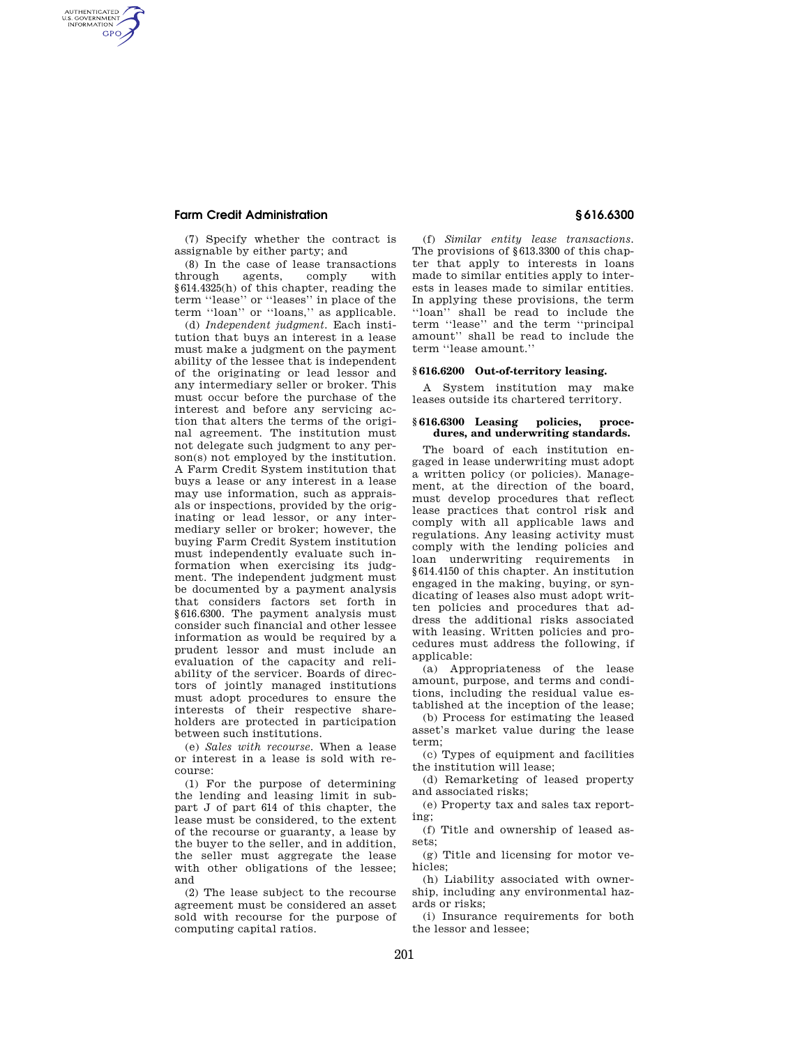(7) Specify whether the contract is assignable by either party; and

(8) In the case of lease transactions through agents, comply with §614.4325(h) of this chapter, reading the term ''lease'' or ''leases'' in place of the term ''loan'' or ''loans,'' as applicable.

(d) *Independent judgment.* Each institution that buys an interest in a lease must make a judgment on the payment ability of the lessee that is independent of the originating or lead lessor and any intermediary seller or broker. This must occur before the purchase of the interest and before any servicing action that alters the terms of the original agreement. The institution must not delegate such judgment to any person(s) not employed by the institution. A Farm Credit System institution that buys a lease or any interest in a lease may use information, such as appraisals or inspections, provided by the originating or lead lessor, or any intermediary seller or broker; however, the buying Farm Credit System institution must independently evaluate such information when exercising its judgment. The independent judgment must be documented by a payment analysis that considers factors set forth in §616.6300. The payment analysis must consider such financial and other lessee information as would be required by a prudent lessor and must include an evaluation of the capacity and reliability of the servicer. Boards of directors of jointly managed institutions must adopt procedures to ensure the interests of their respective shareholders are protected in participation between such institutions.

(e) *Sales with recourse.* When a lease or interest in a lease is sold with recourse:

(1) For the purpose of determining the lending and leasing limit in subpart J of part 614 of this chapter, the lease must be considered, to the extent of the recourse or guaranty, a lease by the buyer to the seller, and in addition, the seller must aggregate the lease with other obligations of the lessee; and

(2) The lease subject to the recourse agreement must be considered an asset sold with recourse for the purpose of computing capital ratios.

(f) *Similar entity lease transactions.* The provisions of §613.3300 of this chapter that apply to interests in loans made to similar entities apply to interests in leases made to similar entities. In applying these provisions, the term ''loan'' shall be read to include the term ''lease'' and the term ''principal amount'' shall be read to include the term ''lease amount.''

## §616.6200 Out-of-territory leasing.

A System institution may make leases outside its chartered territory.

## §616.6300 Leasing policies, procedures, and underwriting standards.

The board of each institution engaged in lease underwriting must adopt a written policy (or policies). Management, at the direction of the board, must develop procedures that reflect lease practices that control risk and comply with all applicable laws and regulations. Any leasing activity must comply with the lending policies and loan underwriting requirements in §614.4150 of this chapter. An institution engaged in the making, buying, or syndicating of leases also must adopt written policies and procedures that address the additional risks associated with leasing. Written policies and procedures must address the following, if applicable:

(a) Appropriateness of the lease amount, purpose, and terms and conditions, including the residual value established at the inception of the lease;

(b) Process for estimating the leased asset's market value during the lease term;

(c) Types of equipment and facilities the institution will lease;

(d) Remarketing of leased property and associated risks;

(e) Property tax and sales tax reporting;

(f) Title and ownership of leased assets;

(g) Title and licensing for motor vehicles;

(h) Liability associated with ownership, including any environmental hazards or risks;

(i) Insurance requirements for both the lessor and lessee;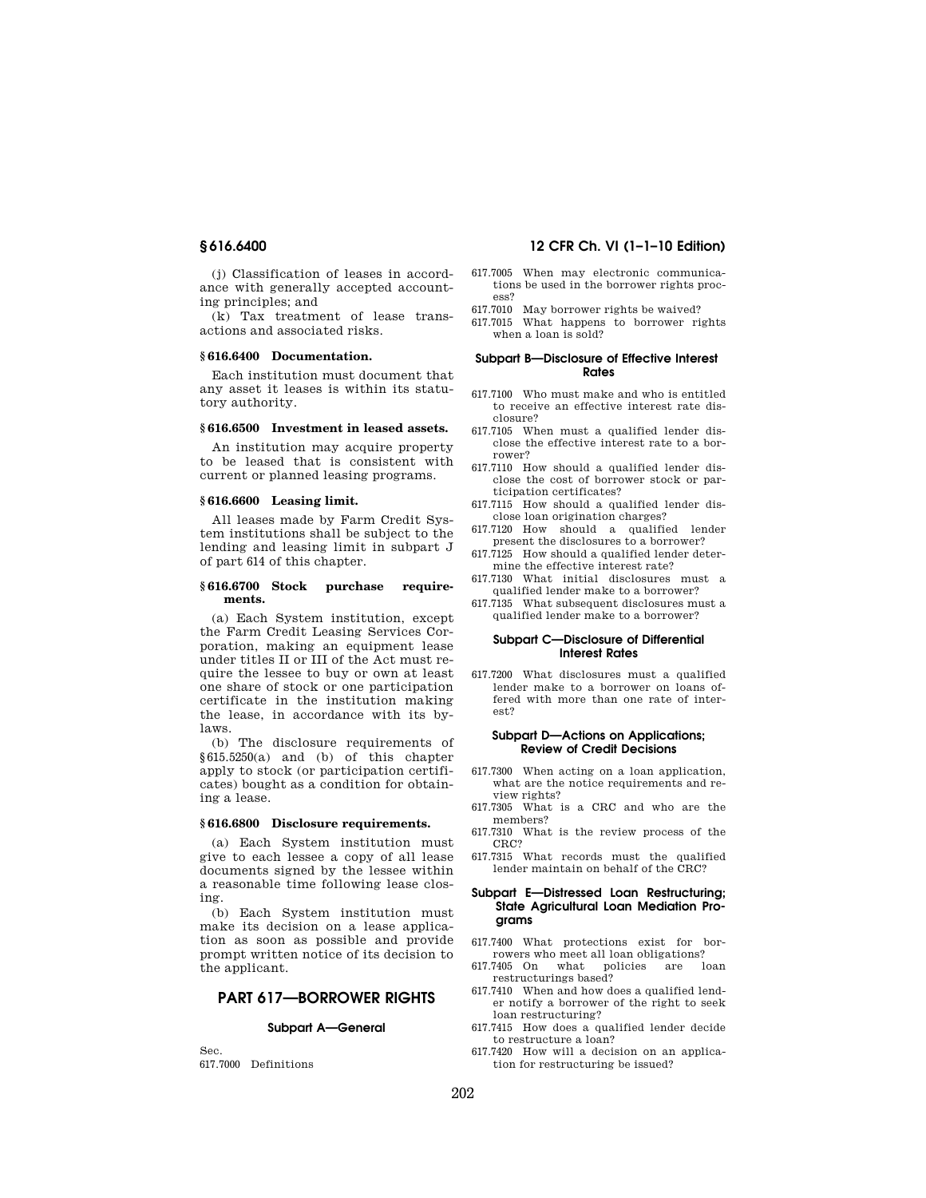(j) Classification of leases in accordance with generally accepted accounting principles; and

(k) Tax treatment of lease transactions and associated risks.

### § 616.6400 Documentation.

Each institution must document that any asset it leases is within its statutory authority.

### § 616.6500 Investment in leased assets.

An institution may acquire property to be leased that is consistent with current or planned leasing programs.

### § 616.6600 Leasing limit.

All leases made by Farm Credit System institutions shall be subject to the lending and leasing limit in subpart J of part 614 of this chapter.

### § 616.6700 Stock purchase requirements.

(a) Each System institution, except the Farm Credit Leasing Services Corporation, making an equipment lease under titles II or III of the Act must require the lessee to buy or own at least one share of stock or one participation certificate in the institution making the lease, in accordance with its bylaws.

(b) The disclosure requirements of §615.5250(a) and (b) of this chapter apply to stock (or participation certificates) bought as a condition for obtaining a lease.

### § 616.6800 Disclosure requirements.

(a) Each System institution must give to each lessee a copy of all lease documents signed by the lessee within a reasonable time following lease closing.

(b) Each System institution must make its decision on a lease application as soon as possible and provide prompt written notice of its decision to the applicant.

# PART 617—BORROWER RIGHTS

## Subpart A—General

Sec.

617.7000 Definitions

617.7005 When may electronic communications be used in the borrower rights process?

617.7010 May borrower rights be waived?

617.7015 What happens to borrower rights when a loan is sold?

## Subpart B—Disclosure of Effective Interest Rates

617.7100 Who must make and who is entitled to receive an effective interest rate disclosure?

617.7105 When must a qualified lender disclose the effective interest rate to a borrower?

617.7110 How should a qualified lender disclose the cost of borrower stock or participation certificates?

617.7115 How should a qualified lender disclose loan origination charges?

617.7120 How should a qualified lender present the disclosures to a borrower?

617.7125 How should a qualified lender determine the effective interest rate?

617.7130 What initial disclosures must a qualified lender make to a borrower?

617.7135 What subsequent disclosures must a qualified lender make to a borrower?

## Subpart C—Disclosure of Differential Interest Rates

617.7200 What disclosures must a qualified lender make to a borrower on loans offered with more than one rate of interest?

## Subpart D—Actions on Applications; Review of Credit Decisions

617.7300 When acting on a loan application, what are the notice requirements and review rights?

617.7305 What is a CRC and who are the members?

617.7310 What is the review process of the CRC?

617.7315 What records must the qualified lender maintain on behalf of the CRC?

## Subpart E—Distressed Loan Restructuring; State Agricultural Loan Mediation Programs

617.7400 What protections exist for borrowers who meet all loan obligations?

617.7405 On what policies are loan restructurings based?

617.7410 When and how does a qualified lender notify a borrower of the right to seek loan restructuring?

617.7415 How does a qualified lender decide to restructure a loan?

617.7420 How will a decision on an application for restructuring be issued?